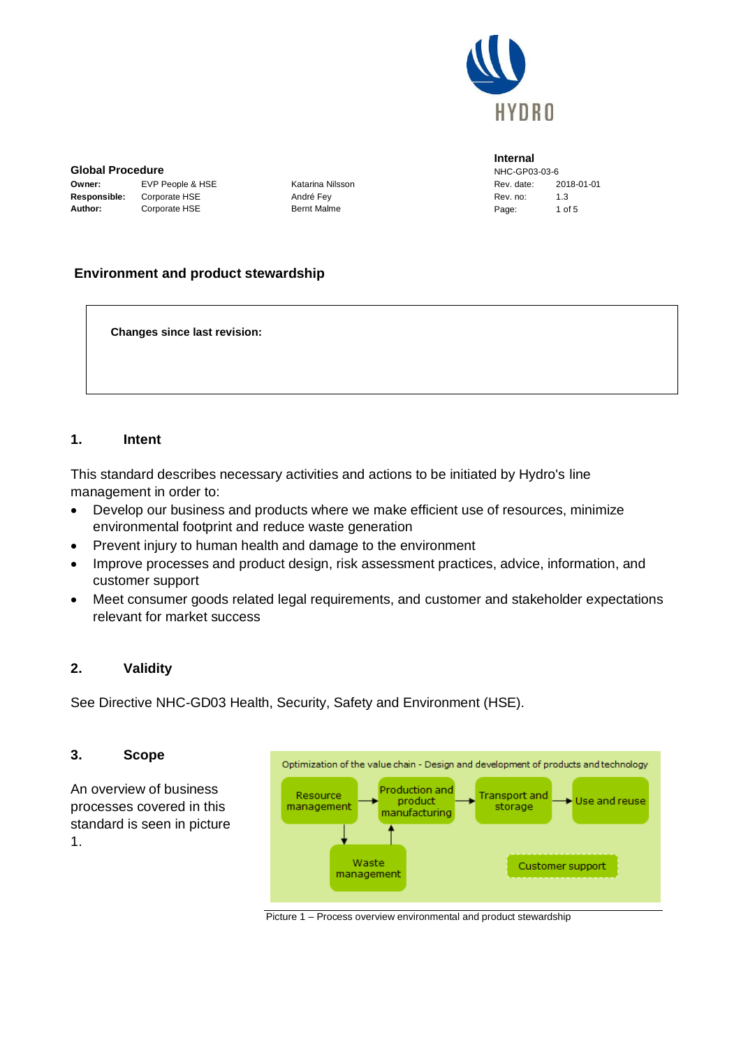**Internal**

**Global Procedure**

| | | | | |
|---|---|---|---|---|
| **Owner:** | EVP People & HSE | Katarina Nilsson | NHC-GP03-03-6 | |
| **Responsible:** | Corporate HSE | André Fey | Rev. date: | 2018-01-01 |
| **Author:** | Corporate HSE | Bernt Malme | Rev. no: | 1.3 |

# Environment and product stewardship

**Changes since last revision:**

## 1. Intent

This standard describes necessary activities and actions to be initiated by Hydro's line management in order to:

- Develop our business and products where we make efficient use of resources, minimize environmental footprint and reduce waste generation
- Prevent injury to human health and damage to the environment
- Improve processes and product design, risk assessment practices, advice, information, and customer support
- Meet consumer goods related legal requirements, and customer and stakeholder expectations relevant for market success

## 2. Validity

See Directive NHC-GD03 Health, Security, Safety and Environment (HSE).

## 3. Scope

An overview of business processes covered in this standard is seen in picture 1.

Optimization of the value chain - Design and development of products and technology

Resource management → Production and product manufacturing → Transport and storage → Use and reuse

Resource management ↓ Waste management → Production and product manufacturing

Customer support

Picture 1 – Process overview environmental and product stewardship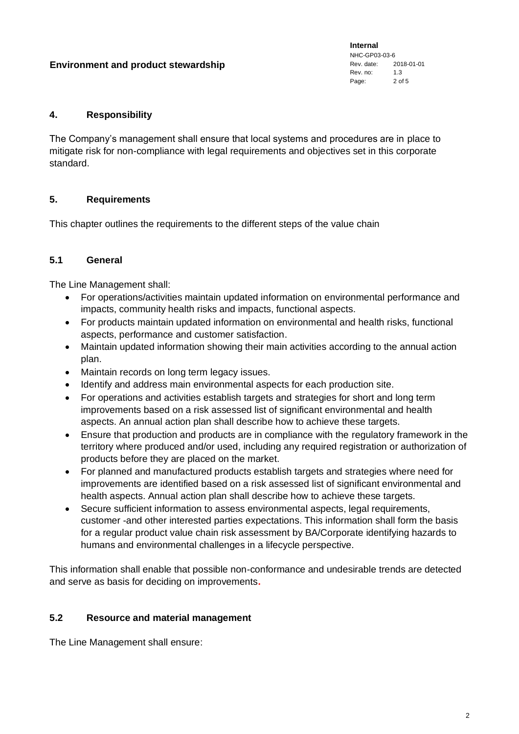## 4. Responsibility

The Company's management shall ensure that local systems and procedures are in place to mitigate risk for non-compliance with legal requirements and objectives set in this corporate standard.

## 5. Requirements

This chapter outlines the requirements to the different steps of the value chain

### 5.1 General

The Line Management shall:

- For operations/activities maintain updated information on environmental performance and impacts, community health risks and impacts, functional aspects.
- For products maintain updated information on environmental and health risks, functional aspects, performance and customer satisfaction.
- Maintain updated information showing their main activities according to the annual action plan.
- Maintain records on long term legacy issues.
- Identify and address main environmental aspects for each production site.
- For operations and activities establish targets and strategies for short and long term improvements based on a risk assessed list of significant environmental and health aspects. An annual action plan shall describe how to achieve these targets.
- Ensure that production and products are in compliance with the regulatory framework in the territory where produced and/or used, including any required registration or authorization of products before they are placed on the market.
- For planned and manufactured products establish targets and strategies where need for improvements are identified based on a risk assessed list of significant environmental and health aspects. Annual action plan shall describe how to achieve these targets.
- Secure sufficient information to assess environmental aspects, legal requirements, customer -and other interested parties expectations. This information shall form the basis for a regular product value chain risk assessment by BA/Corporate identifying hazards to humans and environmental challenges in a lifecycle perspective.

This information shall enable that possible non-conformance and undesirable trends are detected and serve as basis for deciding on improvements.

### 5.2 Resource and material management

The Line Management shall ensure: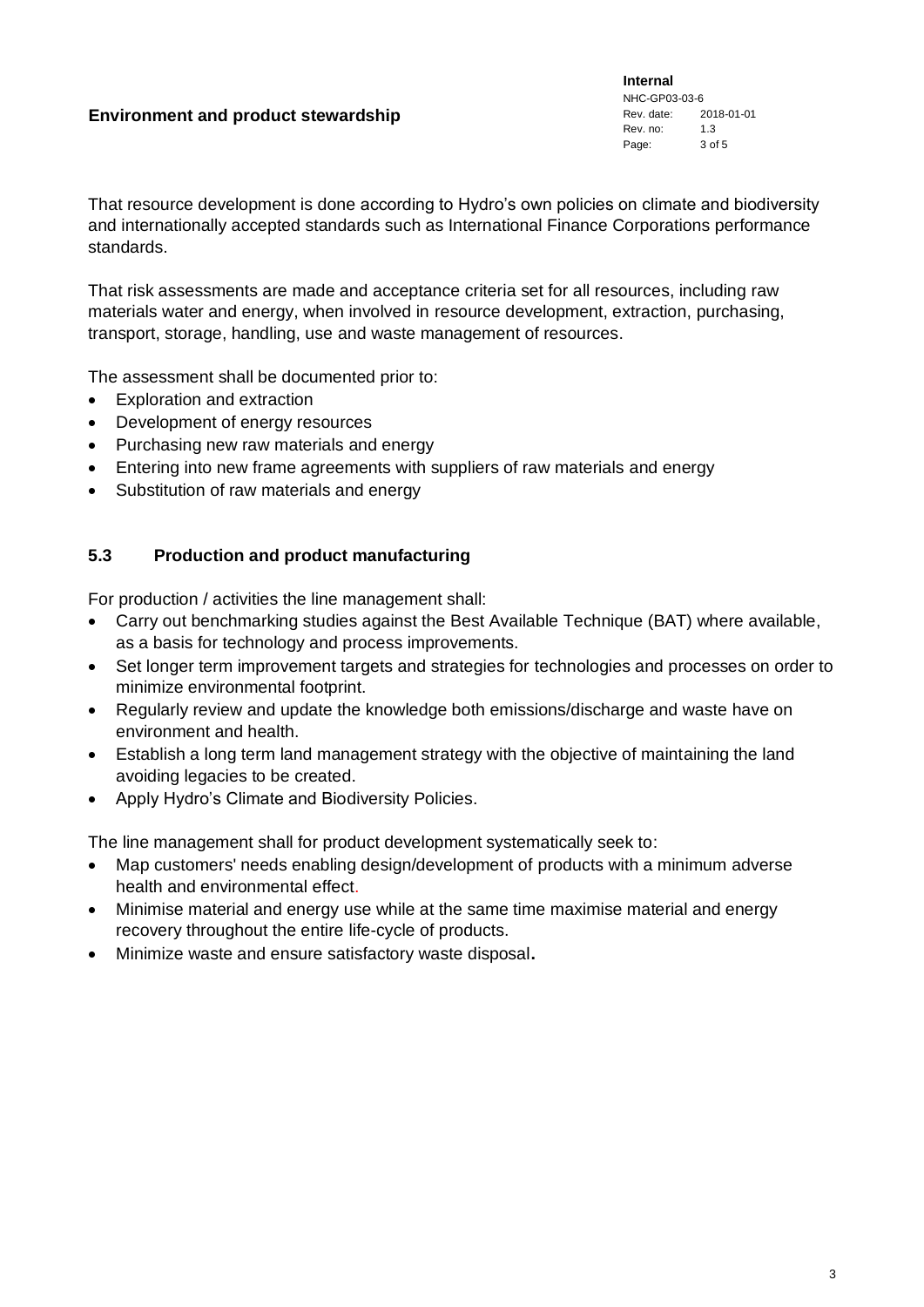That resource development is done according to Hydro's own policies on climate and biodiversity and internationally accepted standards such as International Finance Corporations performance standards.

That risk assessments are made and acceptance criteria set for all resources, including raw materials water and energy, when involved in resource development, extraction, purchasing, transport, storage, handling, use and waste management of resources.

The assessment shall be documented prior to:

- Exploration and extraction
- Development of energy resources
- Purchasing new raw materials and energy
- Entering into new frame agreements with suppliers of raw materials and energy
- Substitution of raw materials and energy

## 5.3 Production and product manufacturing

For production / activities the line management shall:

- Carry out benchmarking studies against the Best Available Technique (BAT) where available, as a basis for technology and process improvements.
- Set longer term improvement targets and strategies for technologies and processes on order to minimize environmental footprint.
- Regularly review and update the knowledge both emissions/discharge and waste have on environment and health.
- Establish a long term land management strategy with the objective of maintaining the land avoiding legacies to be created.
- Apply Hydro's Climate and Biodiversity Policies.

The line management shall for product development systematically seek to:

- Map customers' needs enabling design/development of products with a minimum adverse health and environmental effect.
- Minimise material and energy use while at the same time maximise material and energy recovery throughout the entire life-cycle of products.
- Minimize waste and ensure satisfactory waste disposal.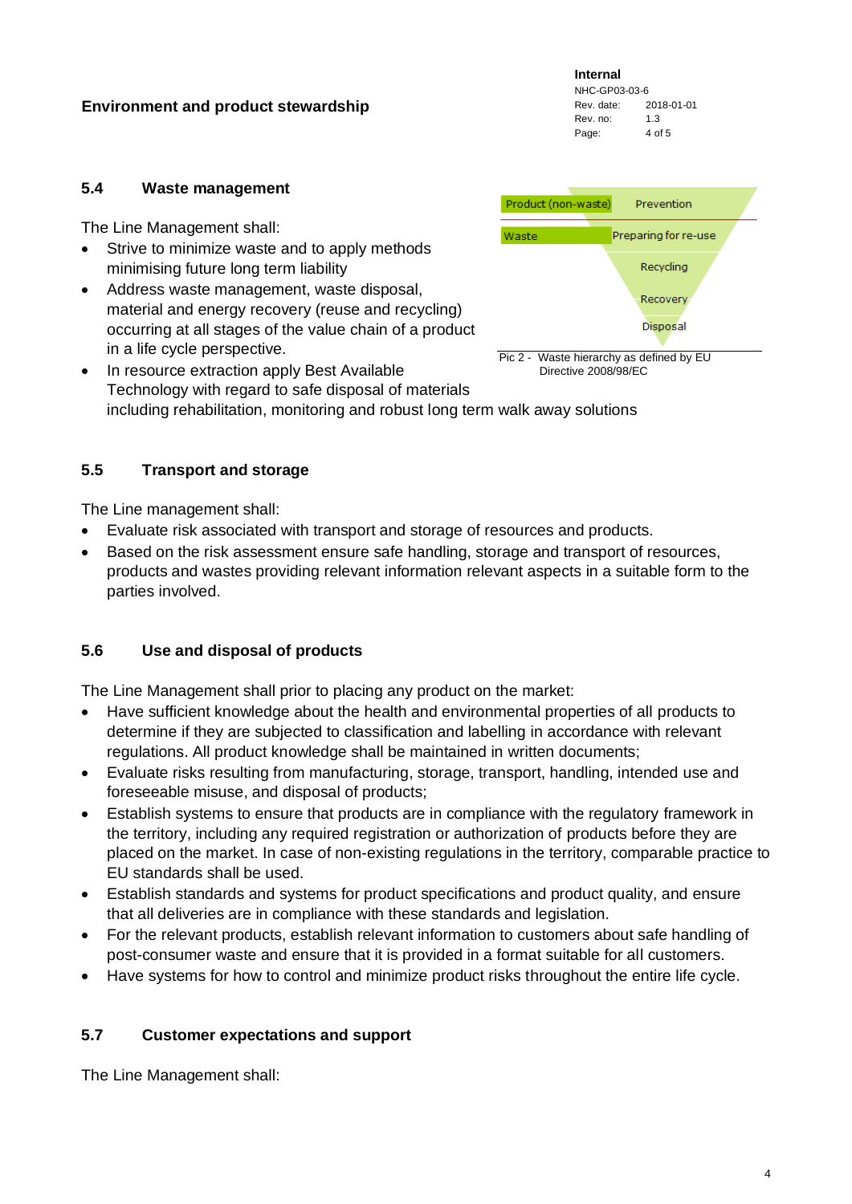## 5.4 Waste management

The Line Management shall:

- Strive to minimize waste and to apply methods minimising future long term liability
- Address waste management, waste disposal, material and energy recovery (reuse and recycling) occurring at all stages of the value chain of a product in a life cycle perspective.
- In resource extraction apply Best Available Technology with regard to safe disposal of materials including rehabilitation, monitoring and robust long term walk away solutions

| Product (non-waste) | Prevention |
|---|---|
| Waste | Preparing for re-use |
| | Recycling |
| | Recovery |
| | Disposal |

Pic 2 - Waste hierarchy as defined by EU Directive 2008/98/EC

## 5.5 Transport and storage

The Line management shall:

- Evaluate risk associated with transport and storage of resources and products.
- Based on the risk assessment ensure safe handling, storage and transport of resources, products and wastes providing relevant information relevant aspects in a suitable form to the parties involved.

## 5.6 Use and disposal of products

The Line Management shall prior to placing any product on the market:

- Have sufficient knowledge about the health and environmental properties of all products to determine if they are subjected to classification and labelling in accordance with relevant regulations. All product knowledge shall be maintained in written documents;
- Evaluate risks resulting from manufacturing, storage, transport, handling, intended use and foreseeable misuse, and disposal of products;
- Establish systems to ensure that products are in compliance with the regulatory framework in the territory, including any required registration or authorization of products before they are placed on the market. In case of non-existing regulations in the territory, comparable practice to EU standards shall be used.
- Establish standards and systems for product specifications and product quality, and ensure that all deliveries are in compliance with these standards and legislation.
- For the relevant products, establish relevant information to customers about safe handling of post-consumer waste and ensure that it is provided in a format suitable for all customers.
- Have systems for how to control and minimize product risks throughout the entire life cycle.

## 5.7 Customer expectations and support

The Line Management shall: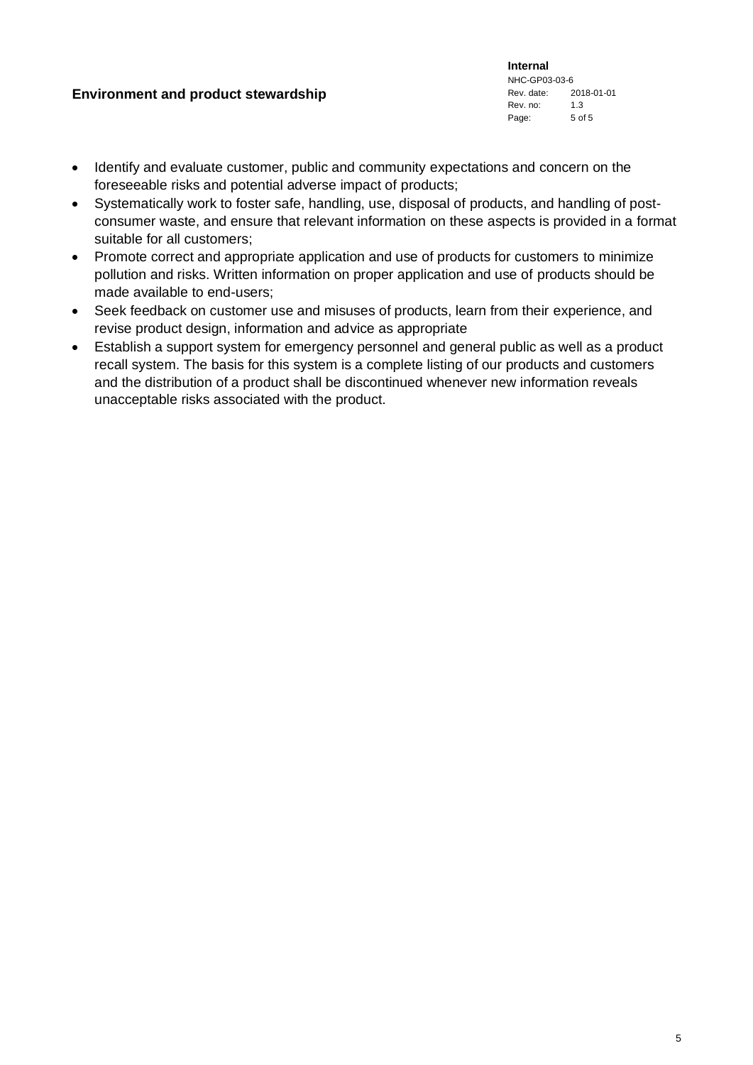- Identify and evaluate customer, public and community expectations and concern on the foreseeable risks and potential adverse impact of products;
- Systematically work to foster safe, handling, use, disposal of products, and handling of post-consumer waste, and ensure that relevant information on these aspects is provided in a format suitable for all customers;
- Promote correct and appropriate application and use of products for customers to minimize pollution and risks. Written information on proper application and use of products should be made available to end-users;
- Seek feedback on customer use and misuses of products, learn from their experience, and revise product design, information and advice as appropriate
- Establish a support system for emergency personnel and general public as well as a product recall system. The basis for this system is a complete listing of our products and customers and the distribution of a product shall be discontinued whenever new information reveals unacceptable risks associated with the product.